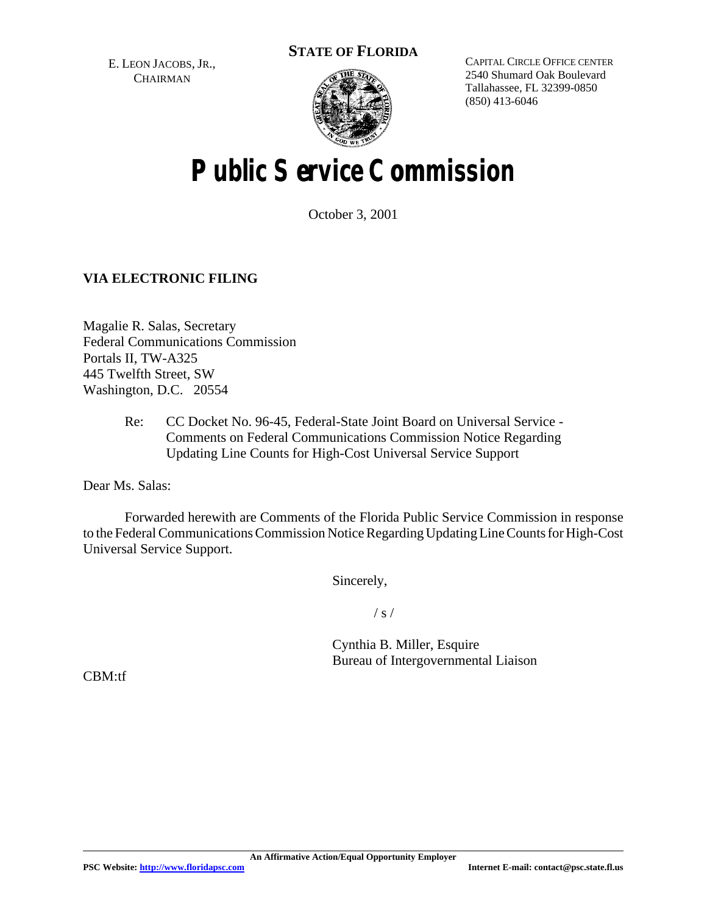E. LEON JACOBS, JR.,
CHAIRMAN

**STATE OF FLORIDA**

CAPITAL CIRCLE OFFICE CENTER
2540 Shumard Oak Boulevard
Tallahassee, FL 32399-0850
(850) 413-6046

# Public Service Commission

October 3, 2001

**VIA ELECTRONIC FILING**

Magalie R. Salas, Secretary
Federal Communications Commission
Portals II, TW-A325
445 Twelfth Street, SW
Washington, D.C. 20554

Re: CC Docket No. 96-45, Federal-State Joint Board on Universal Service - Comments on Federal Communications Commission Notice Regarding Updating Line Counts for High-Cost Universal Service Support

Dear Ms. Salas:

Forwarded herewith are Comments of the Florida Public Service Commission in response to the Federal Communications Commission Notice Regarding Updating Line Counts for High-Cost Universal Service Support.

Sincerely,

/ s /

Cynthia B. Miller, Esquire
Bureau of Intergovernmental Liaison

CBM:tf

An Affirmative Action/Equal Opportunity Employer

PSC Website: http://www.floridapsc.com

Internet E-mail: contact@psc.state.fl.us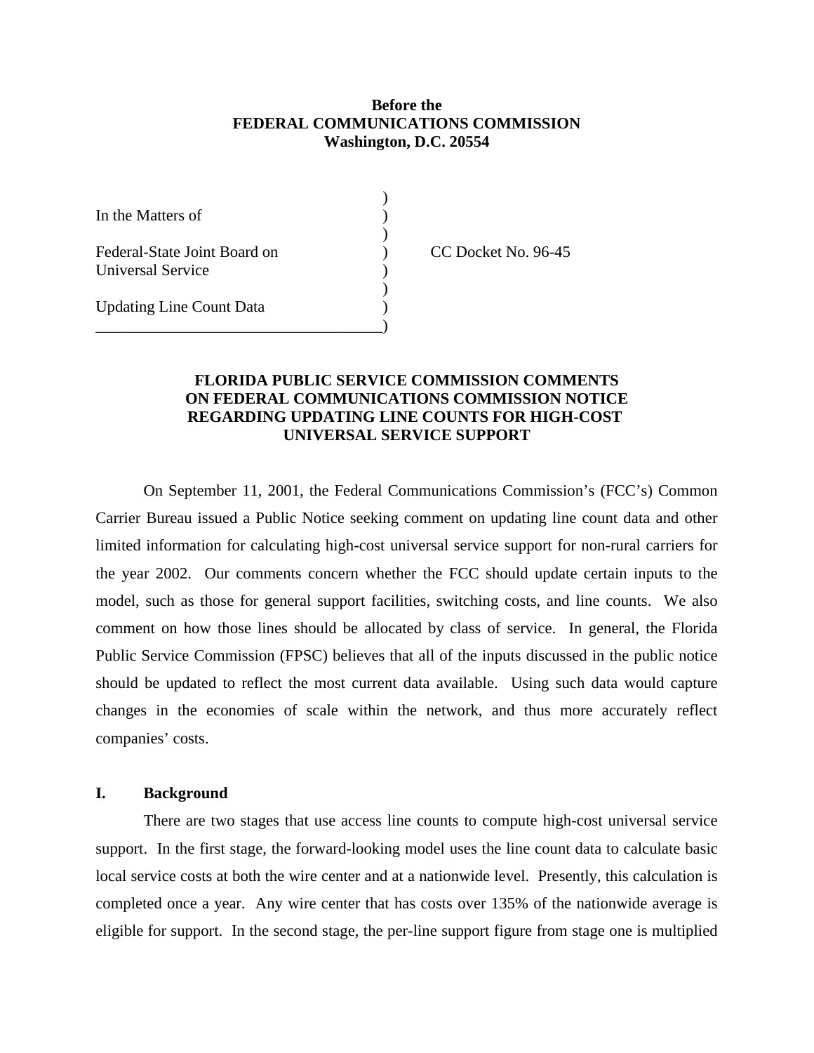**Before the**
**FEDERAL COMMUNICATIONS COMMISSION**
**Washington, D.C. 20554**

| | | |
|---|---|---|
| In the Matters of | ) | |
| Federal-State Joint Board on Universal Service | ) | CC Docket No. 96-45 |
| Updating Line Count Data | ) | |

**FLORIDA PUBLIC SERVICE COMMISSION COMMENTS ON FEDERAL COMMUNICATIONS COMMISSION NOTICE REGARDING UPDATING LINE COUNTS FOR HIGH-COST UNIVERSAL SERVICE SUPPORT**

On September 11, 2001, the Federal Communications Commission's (FCC's) Common Carrier Bureau issued a Public Notice seeking comment on updating line count data and other limited information for calculating high-cost universal service support for non-rural carriers for the year 2002. Our comments concern whether the FCC should update certain inputs to the model, such as those for general support facilities, switching costs, and line counts. We also comment on how those lines should be allocated by class of service. In general, the Florida Public Service Commission (FPSC) believes that all of the inputs discussed in the public notice should be updated to reflect the most current data available. Using such data would capture changes in the economies of scale within the network, and thus more accurately reflect companies' costs.

## I. Background

There are two stages that use access line counts to compute high-cost universal service support. In the first stage, the forward-looking model uses the line count data to calculate basic local service costs at both the wire center and at a nationwide level. Presently, this calculation is completed once a year. Any wire center that has costs over 135% of the nationwide average is eligible for support. In the second stage, the per-line support figure from stage one is multiplied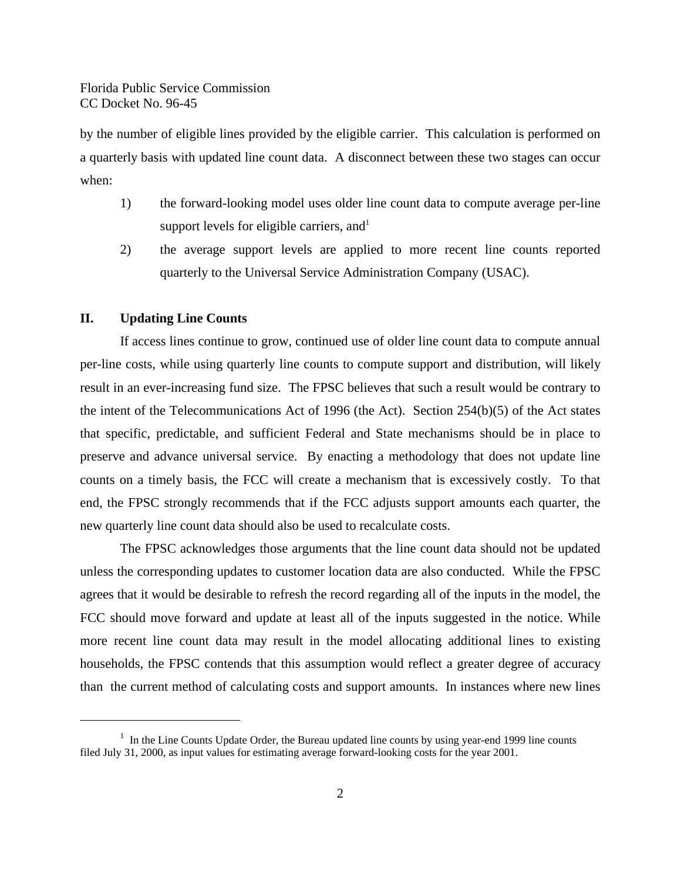by the number of eligible lines provided by the eligible carrier. This calculation is performed on a quarterly basis with updated line count data. A disconnect between these two stages can occur when:

1) the forward-looking model uses older line count data to compute average per-line support levels for eligible carriers, and[1]
2) the average support levels are applied to more recent line counts reported quarterly to the Universal Service Administration Company (USAC).

## II. Updating Line Counts

If access lines continue to grow, continued use of older line count data to compute annual per-line costs, while using quarterly line counts to compute support and distribution, will likely result in an ever-increasing fund size. The FPSC believes that such a result would be contrary to the intent of the Telecommunications Act of 1996 (the Act). Section 254(b)(5) of the Act states that specific, predictable, and sufficient Federal and State mechanisms should be in place to preserve and advance universal service. By enacting a methodology that does not update line counts on a timely basis, the FCC will create a mechanism that is excessively costly. To that end, the FPSC strongly recommends that if the FCC adjusts support amounts each quarter, the new quarterly line count data should also be used to recalculate costs.

The FPSC acknowledges those arguments that the line count data should not be updated unless the corresponding updates to customer location data are also conducted. While the FPSC agrees that it would be desirable to refresh the record regarding all of the inputs in the model, the FCC should move forward and update at least all of the inputs suggested in the notice. While more recent line count data may result in the model allocating additional lines to existing households, the FPSC contends that this assumption would reflect a greater degree of accuracy than the current method of calculating costs and support amounts. In instances where new lines

[1] In the Line Counts Update Order, the Bureau updated line counts by using year-end 1999 line counts filed July 31, 2000, as input values for estimating average forward-looking costs for the year 2001.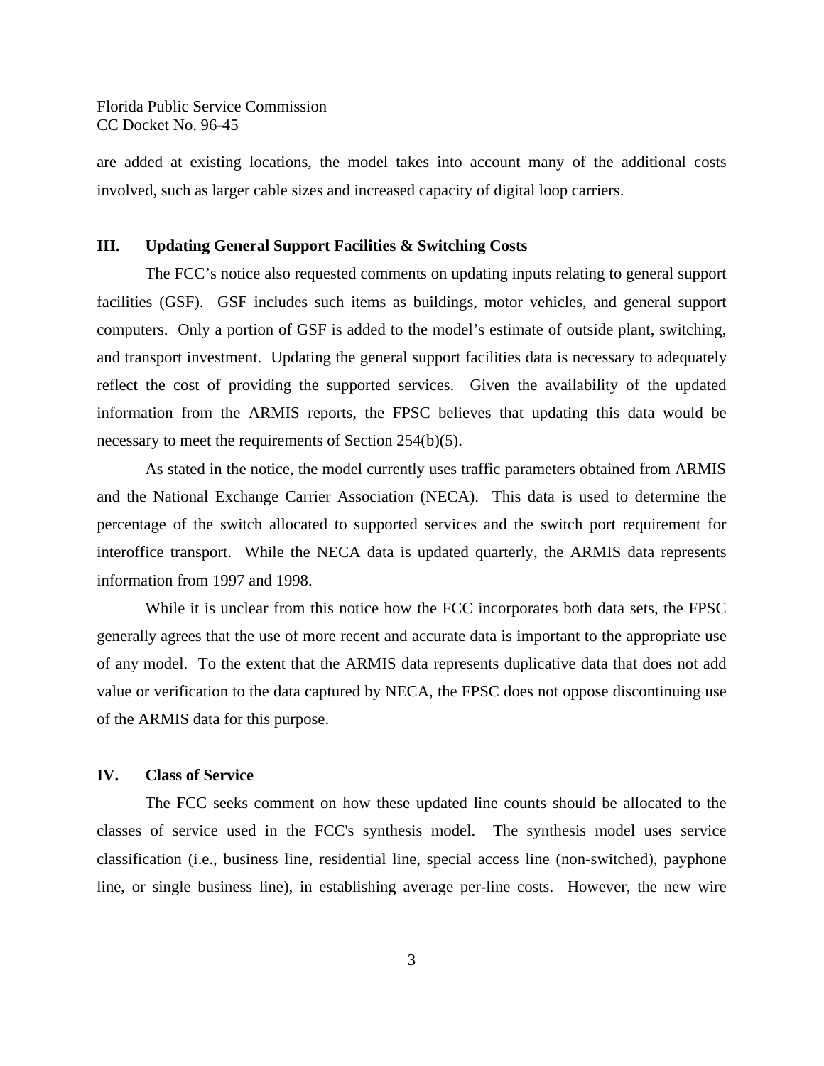are added at existing locations, the model takes into account many of the additional costs involved, such as larger cable sizes and increased capacity of digital loop carriers.

## III. Updating General Support Facilities & Switching Costs

The FCC's notice also requested comments on updating inputs relating to general support facilities (GSF). GSF includes such items as buildings, motor vehicles, and general support computers. Only a portion of GSF is added to the model's estimate of outside plant, switching, and transport investment. Updating the general support facilities data is necessary to adequately reflect the cost of providing the supported services. Given the availability of the updated information from the ARMIS reports, the FPSC believes that updating this data would be necessary to meet the requirements of Section 254(b)(5).

As stated in the notice, the model currently uses traffic parameters obtained from ARMIS and the National Exchange Carrier Association (NECA). This data is used to determine the percentage of the switch allocated to supported services and the switch port requirement for interoffice transport. While the NECA data is updated quarterly, the ARMIS data represents information from 1997 and 1998.

While it is unclear from this notice how the FCC incorporates both data sets, the FPSC generally agrees that the use of more recent and accurate data is important to the appropriate use of any model. To the extent that the ARMIS data represents duplicative data that does not add value or verification to the data captured by NECA, the FPSC does not oppose discontinuing use of the ARMIS data for this purpose.

## IV. Class of Service

The FCC seeks comment on how these updated line counts should be allocated to the classes of service used in the FCC's synthesis model. The synthesis model uses service classification (i.e., business line, residential line, special access line (non-switched), payphone line, or single business line), in establishing average per-line costs. However, the new wire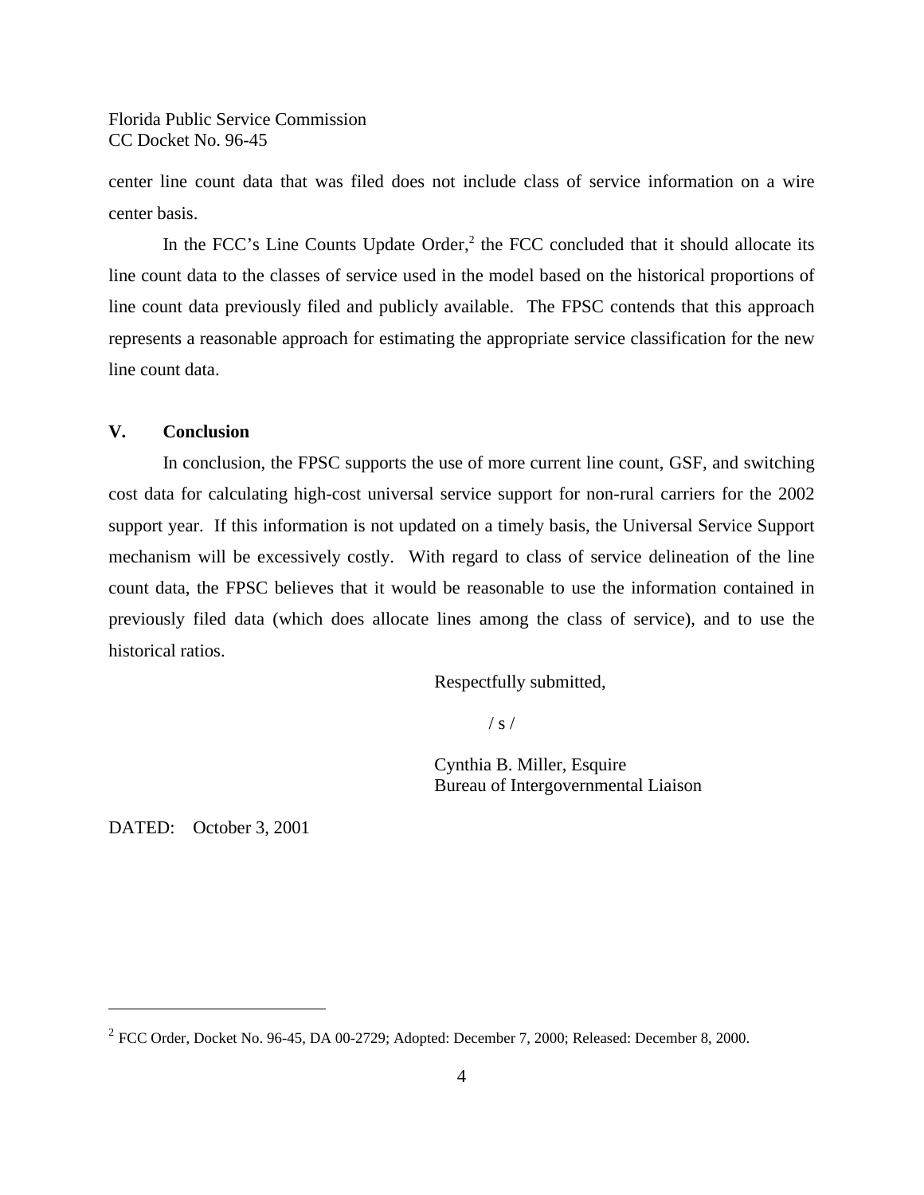center line count data that was filed does not include class of service information on a wire center basis.

In the FCC's Line Counts Update Order,[2] the FCC concluded that it should allocate its line count data to the classes of service used in the model based on the historical proportions of line count data previously filed and publicly available. The FPSC contends that this approach represents a reasonable approach for estimating the appropriate service classification for the new line count data.

## V. Conclusion

In conclusion, the FPSC supports the use of more current line count, GSF, and switching cost data for calculating high-cost universal service support for non-rural carriers for the 2002 support year. If this information is not updated on a timely basis, the Universal Service Support mechanism will be excessively costly. With regard to class of service delineation of the line count data, the FPSC believes that it would be reasonable to use the information contained in previously filed data (which does allocate lines among the class of service), and to use the historical ratios.

Respectfully submitted,

/ s /

Cynthia B. Miller, Esquire
Bureau of Intergovernmental Liaison

DATED: October 3, 2001

---

[2] FCC Order, Docket No. 96-45, DA 00-2729; Adopted: December 7, 2000; Released: December 8, 2000.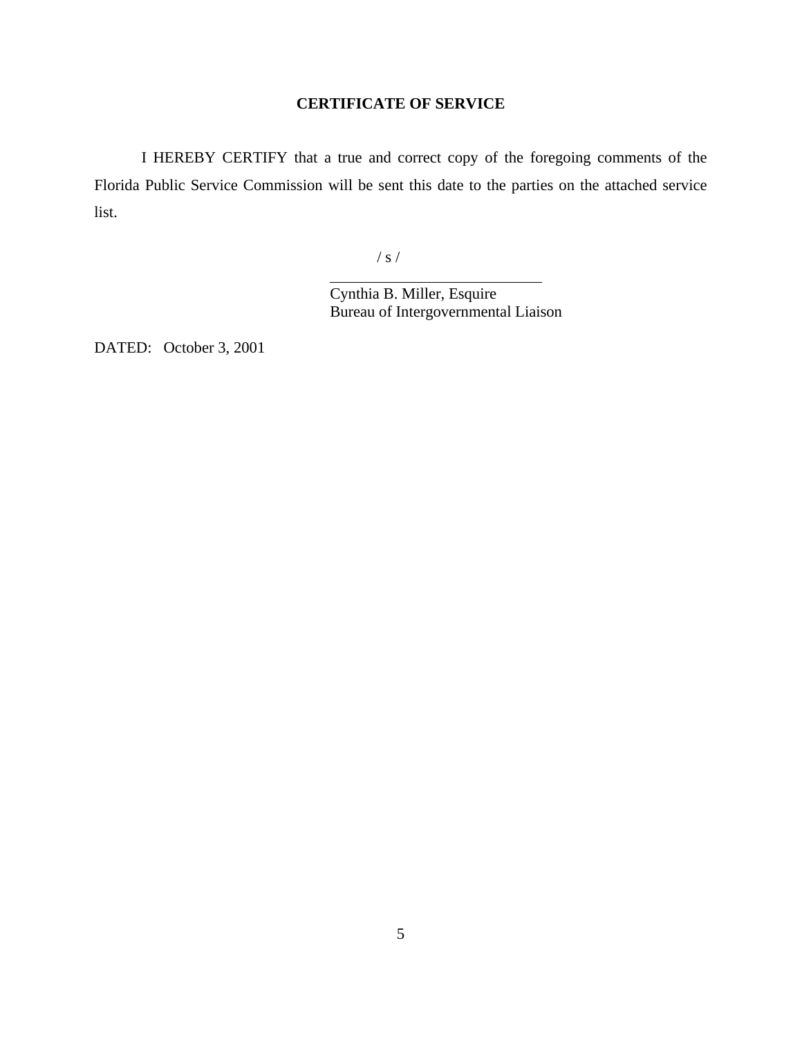## CERTIFICATE OF SERVICE

I HEREBY CERTIFY that a true and correct copy of the foregoing comments of the Florida Public Service Commission will be sent this date to the parties on the attached service list.

/ s /

\_\_\_\_\_\_\_\_\_\_\_\_\_\_\_\_\_\_\_\_\_\_\_\_\_\_\_\_\_\_

Cynthia B. Miller, Esquire
Bureau of Intergovernmental Liaison

DATED: October 3, 2001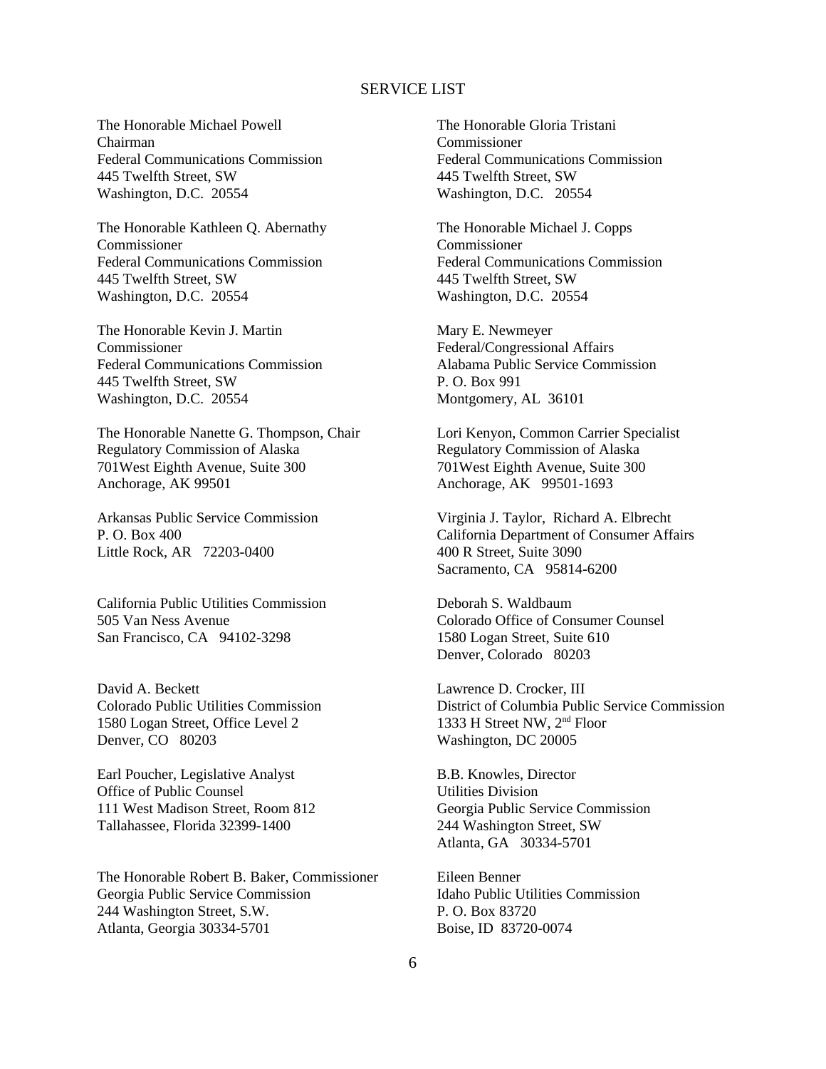## SERVICE LIST

The Honorable Michael Powell
Chairman
Federal Communications Commission
445 Twelfth Street, SW
Washington, D.C. 20554

The Honorable Gloria Tristani
Commissioner
Federal Communications Commission
445 Twelfth Street, SW
Washington, D.C. 20554

The Honorable Kathleen Q. Abernathy
Commissioner
Federal Communications Commission
445 Twelfth Street, SW
Washington, D.C. 20554

The Honorable Michael J. Copps
Commissioner
Federal Communications Commission
445 Twelfth Street, SW
Washington, D.C. 20554

The Honorable Kevin J. Martin
Commissioner
Federal Communications Commission
445 Twelfth Street, SW
Washington, D.C. 20554

Mary E. Newmeyer
Federal/Congressional Affairs
Alabama Public Service Commission
P. O. Box 991
Montgomery, AL 36101

The Honorable Nanette G. Thompson, Chair
Regulatory Commission of Alaska
701West Eighth Avenue, Suite 300
Anchorage, AK 99501

Lori Kenyon, Common Carrier Specialist
Regulatory Commission of Alaska
701West Eighth Avenue, Suite 300
Anchorage, AK 99501-1693

Arkansas Public Service Commission
P. O. Box 400
Little Rock, AR 72203-0400

Virginia J. Taylor, Richard A. Elbrecht
California Department of Consumer Affairs
400 R Street, Suite 3090
Sacramento, CA 95814-6200

California Public Utilities Commission
505 Van Ness Avenue
San Francisco, CA 94102-3298

Deborah S. Waldbaum
Colorado Office of Consumer Counsel
1580 Logan Street, Suite 610
Denver, Colorado 80203

David A. Beckett
Colorado Public Utilities Commission
1580 Logan Street, Office Level 2
Denver, CO 80203

Lawrence D. Crocker, III
District of Columbia Public Service Commission
1333 H Street NW, 2nd Floor
Washington, DC 20005

Earl Poucher, Legislative Analyst
Office of Public Counsel
111 West Madison Street, Room 812
Tallahassee, Florida 32399-1400

B.B. Knowles, Director
Utilities Division
Georgia Public Service Commission
244 Washington Street, SW
Atlanta, GA 30334-5701

The Honorable Robert B. Baker, Commissioner
Georgia Public Service Commission
244 Washington Street, S.W.
Atlanta, Georgia 30334-5701

Eileen Benner
Idaho Public Utilities Commission
P. O. Box 83720
Boise, ID 83720-0074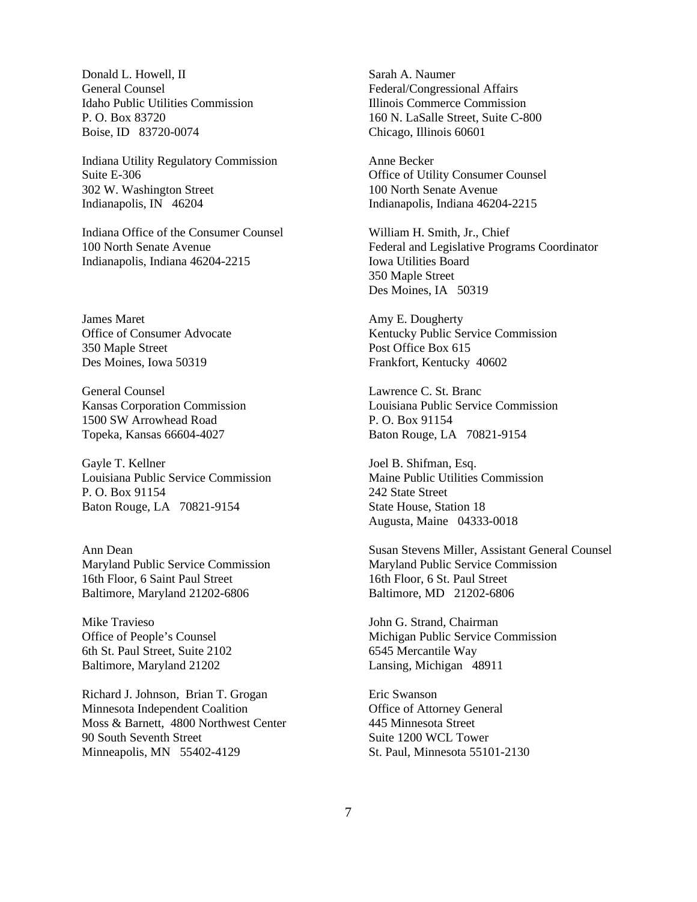Donald L. Howell, II
General Counsel
Idaho Public Utilities Commission
P. O. Box 83720
Boise, ID 83720-0074

Sarah A. Naumer
Federal/Congressional Affairs
Illinois Commerce Commission
160 N. LaSalle Street, Suite C-800
Chicago, Illinois 60601

Indiana Utility Regulatory Commission
Suite E-306
302 W. Washington Street
Indianapolis, IN 46204

Anne Becker
Office of Utility Consumer Counsel
100 North Senate Avenue
Indianapolis, Indiana 46204-2215

Indiana Office of the Consumer Counsel
100 North Senate Avenue
Indianapolis, Indiana 46204-2215

William H. Smith, Jr., Chief
Federal and Legislative Programs Coordinator
Iowa Utilities Board
350 Maple Street
Des Moines, IA 50319

James Maret
Office of Consumer Advocate
350 Maple Street
Des Moines, Iowa 50319

Amy E. Dougherty
Kentucky Public Service Commission
Post Office Box 615
Frankfort, Kentucky 40602

General Counsel
Kansas Corporation Commission
1500 SW Arrowhead Road
Topeka, Kansas 66604-4027

Lawrence C. St. Branc
Louisiana Public Service Commission
P. O. Box 91154
Baton Rouge, LA 70821-9154

Gayle T. Kellner
Louisiana Public Service Commission
P. O. Box 91154
Baton Rouge, LA 70821-9154

Joel B. Shifman, Esq.
Maine Public Utilities Commission
242 State Street
State House, Station 18
Augusta, Maine 04333-0018

Ann Dean
Maryland Public Service Commission
16th Floor, 6 Saint Paul Street
Baltimore, Maryland 21202-6806

Susan Stevens Miller, Assistant General Counsel
Maryland Public Service Commission
16th Floor, 6 St. Paul Street
Baltimore, MD 21202-6806

Mike Travieso
Office of People's Counsel
6th St. Paul Street, Suite 2102
Baltimore, Maryland 21202

John G. Strand, Chairman
Michigan Public Service Commission
6545 Mercantile Way
Lansing, Michigan 48911

Richard J. Johnson, Brian T. Grogan
Minnesota Independent Coalition
Moss & Barnett, 4800 Northwest Center
90 South Seventh Street
Minneapolis, MN 55402-4129

Eric Swanson
Office of Attorney General
445 Minnesota Street
Suite 1200 WCL Tower
St. Paul, Minnesota 55101-2130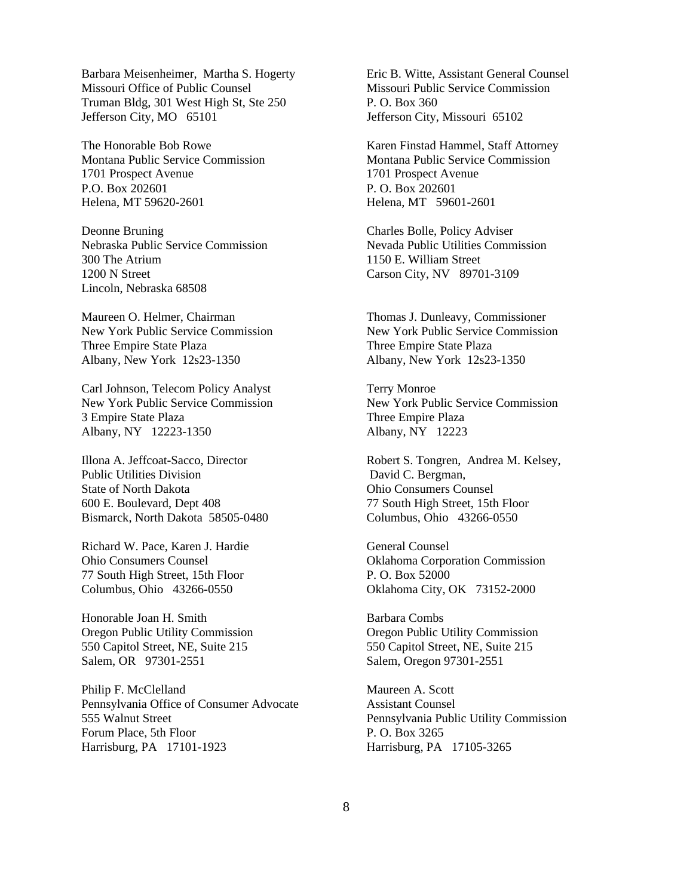Barbara Meisenheimer, Martha S. Hogerty
Missouri Office of Public Counsel
Truman Bldg, 301 West High St, Ste 250
Jefferson City, MO 65101

Eric B. Witte, Assistant General Counsel
Missouri Public Service Commission
P. O. Box 360
Jefferson City, Missouri 65102

The Honorable Bob Rowe
Montana Public Service Commission
1701 Prospect Avenue
P.O. Box 202601
Helena, MT 59620-2601

Karen Finstad Hammel, Staff Attorney
Montana Public Service Commission
1701 Prospect Avenue
P. O. Box 202601
Helena, MT 59601-2601

Deonne Bruning
Nebraska Public Service Commission
300 The Atrium
1200 N Street
Lincoln, Nebraska 68508

Charles Bolle, Policy Adviser
Nevada Public Utilities Commission
1150 E. William Street
Carson City, NV 89701-3109

Maureen O. Helmer, Chairman
New York Public Service Commission
Three Empire State Plaza
Albany, New York 12s23-1350

Thomas J. Dunleavy, Commissioner
New York Public Service Commission
Three Empire State Plaza
Albany, New York 12s23-1350

Carl Johnson, Telecom Policy Analyst
New York Public Service Commission
3 Empire State Plaza
Albany, NY 12223-1350

Terry Monroe
New York Public Service Commission
Three Empire Plaza
Albany, NY 12223

Illona A. Jeffcoat-Sacco, Director
Public Utilities Division
State of North Dakota
600 E. Boulevard, Dept 408
Bismarck, North Dakota 58505-0480

Robert S. Tongren, Andrea M. Kelsey,
David C. Bergman,
Ohio Consumers Counsel
77 South High Street, 15th Floor
Columbus, Ohio 43266-0550

Richard W. Pace, Karen J. Hardie
Ohio Consumers Counsel
77 South High Street, 15th Floor
Columbus, Ohio 43266-0550

General Counsel
Oklahoma Corporation Commission
P. O. Box 52000
Oklahoma City, OK 73152-2000

Honorable Joan H. Smith
Oregon Public Utility Commission
550 Capitol Street, NE, Suite 215
Salem, OR 97301-2551

Barbara Combs
Oregon Public Utility Commission
550 Capitol Street, NE, Suite 215
Salem, Oregon 97301-2551

Philip F. McClelland
Pennsylvania Office of Consumer Advocate
555 Walnut Street
Forum Place, 5th Floor
Harrisburg, PA 17101-1923

Maureen A. Scott
Assistant Counsel
Pennsylvania Public Utility Commission
P. O. Box 3265
Harrisburg, PA 17105-3265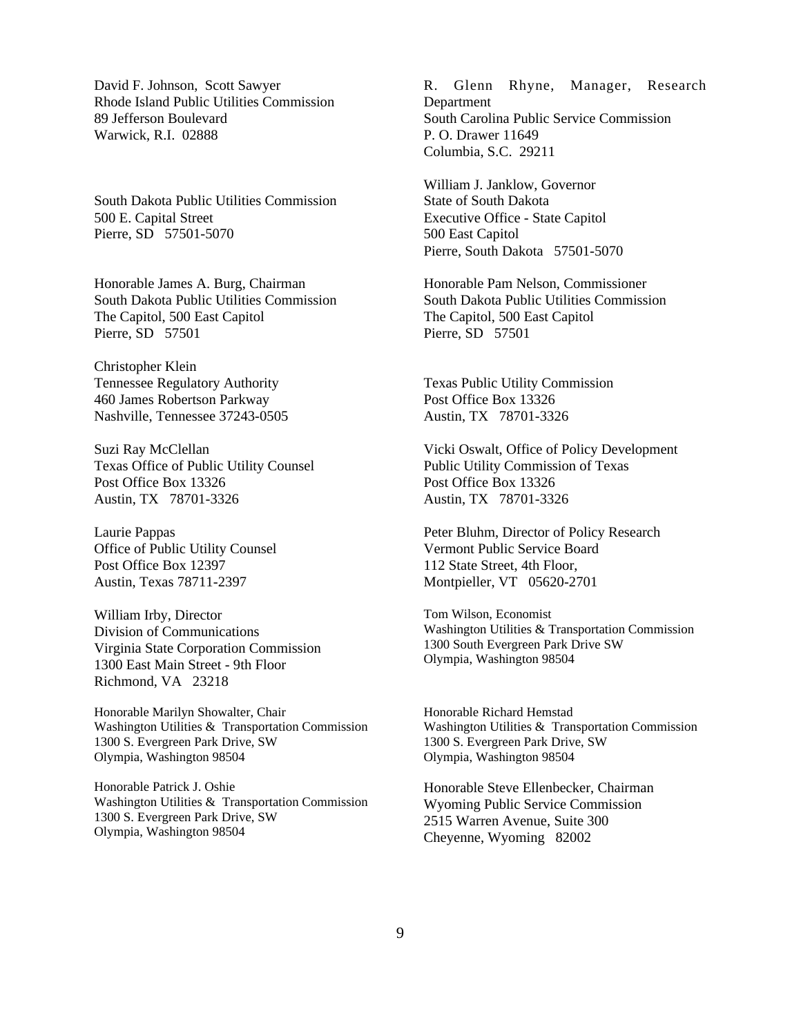David F. Johnson, Scott Sawyer
Rhode Island Public Utilities Commission
89 Jefferson Boulevard
Warwick, R.I. 02888

R. Glenn Rhyne, Manager, Research Department
South Carolina Public Service Commission
P. O. Drawer 11649
Columbia, S.C. 29211

South Dakota Public Utilities Commission
500 E. Capital Street
Pierre, SD 57501-5070

William J. Janklow, Governor
State of South Dakota
Executive Office - State Capitol
500 East Capitol
Pierre, South Dakota 57501-5070

Honorable James A. Burg, Chairman
South Dakota Public Utilities Commission
The Capitol, 500 East Capitol
Pierre, SD 57501

Honorable Pam Nelson, Commissioner
South Dakota Public Utilities Commission
The Capitol, 500 East Capitol
Pierre, SD 57501

Christopher Klein
Tennessee Regulatory Authority
460 James Robertson Parkway
Nashville, Tennessee 37243-0505

Texas Public Utility Commission
Post Office Box 13326
Austin, TX 78701-3326

Suzi Ray McClellan
Texas Office of Public Utility Counsel
Post Office Box 13326
Austin, TX 78701-3326

Vicki Oswalt, Office of Policy Development
Public Utility Commission of Texas
Post Office Box 13326
Austin, TX 78701-3326

Laurie Pappas
Office of Public Utility Counsel
Post Office Box 12397
Austin, Texas 78711-2397

Peter Bluhm, Director of Policy Research
Vermont Public Service Board
112 State Street, 4th Floor,
Montpieller, VT 05620-2701

William Irby, Director
Division of Communications
Virginia State Corporation Commission
1300 East Main Street - 9th Floor
Richmond, VA 23218

Tom Wilson, Economist
Washington Utilities & Transportation Commission
1300 South Evergreen Park Drive SW
Olympia, Washington 98504

Honorable Marilyn Showalter, Chair
Washington Utilities & Transportation Commission
1300 S. Evergreen Park Drive, SW
Olympia, Washington 98504

Honorable Richard Hemstad
Washington Utilities & Transportation Commission
1300 S. Evergreen Park Drive, SW
Olympia, Washington 98504

Honorable Patrick J. Oshie
Washington Utilities & Transportation Commission
1300 S. Evergreen Park Drive, SW
Olympia, Washington 98504

Honorable Steve Ellenbecker, Chairman
Wyoming Public Service Commission
2515 Warren Avenue, Suite 300
Cheyenne, Wyoming 82002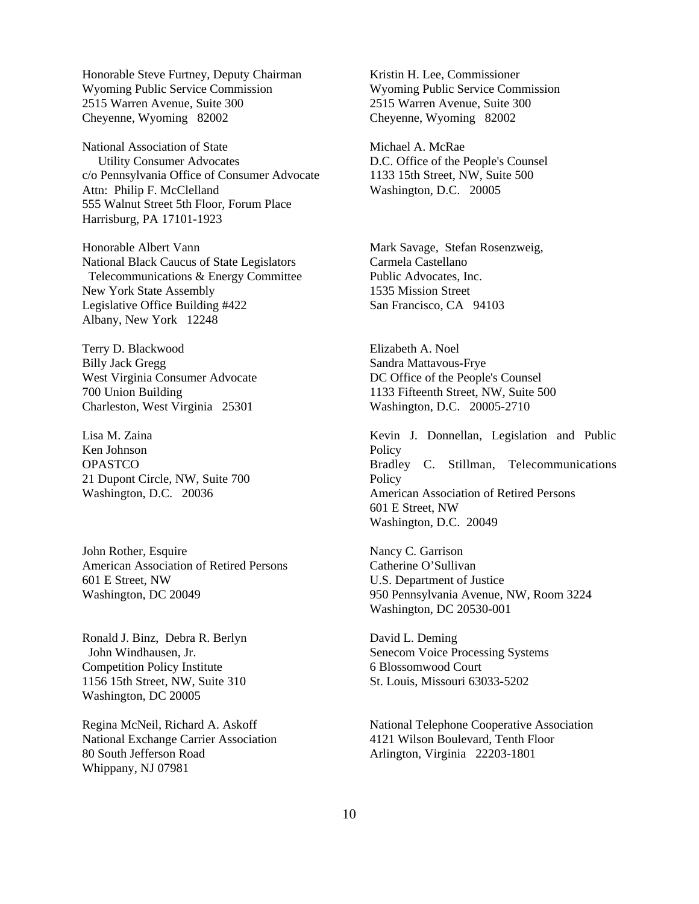Honorable Steve Furtney, Deputy Chairman
Wyoming Public Service Commission
2515 Warren Avenue, Suite 300
Cheyenne, Wyoming 82002

Kristin H. Lee, Commissioner
Wyoming Public Service Commission
2515 Warren Avenue, Suite 300
Cheyenne, Wyoming 82002

National Association of State
Utility Consumer Advocates
c/o Pennsylvania Office of Consumer Advocate
Attn: Philip F. McClelland
555 Walnut Street 5th Floor, Forum Place
Harrisburg, PA 17101-1923

Michael A. McRae
D.C. Office of the People's Counsel
1133 15th Street, NW, Suite 500
Washington, D.C. 20005

Honorable Albert Vann
National Black Caucus of State Legislators
Telecommunications & Energy Committee
New York State Assembly
Legislative Office Building #422
Albany, New York 12248

Mark Savage, Stefan Rosenzweig,
Carmela Castellano
Public Advocates, Inc.
1535 Mission Street
San Francisco, CA 94103

Terry D. Blackwood
Billy Jack Gregg
West Virginia Consumer Advocate
700 Union Building
Charleston, West Virginia 25301

Elizabeth A. Noel
Sandra Mattavous-Frye
DC Office of the People's Counsel
1133 Fifteenth Street, NW, Suite 500
Washington, D.C. 20005-2710

Lisa M. Zaina
Ken Johnson
OPASTCO
21 Dupont Circle, NW, Suite 700
Washington, D.C. 20036

Kevin J. Donnellan, Legislation and Public Policy
Bradley C. Stillman, Telecommunications Policy
American Association of Retired Persons
601 E Street, NW
Washington, D.C. 20049

John Rother, Esquire
American Association of Retired Persons
601 E Street, NW
Washington, DC 20049

Nancy C. Garrison
Catherine O'Sullivan
U.S. Department of Justice
950 Pennsylvania Avenue, NW, Room 3224
Washington, DC 20530-001

Ronald J. Binz, Debra R. Berlyn
John Windhausen, Jr.
Competition Policy Institute
1156 15th Street, NW, Suite 310
Washington, DC 20005

David L. Deming
Senecom Voice Processing Systems
6 Blossomwood Court
St. Louis, Missouri 63033-5202

Regina McNeil, Richard A. Askoff
National Exchange Carrier Association
80 South Jefferson Road
Whippany, NJ 07981

National Telephone Cooperative Association
4121 Wilson Boulevard, Tenth Floor
Arlington, Virginia 22203-1801